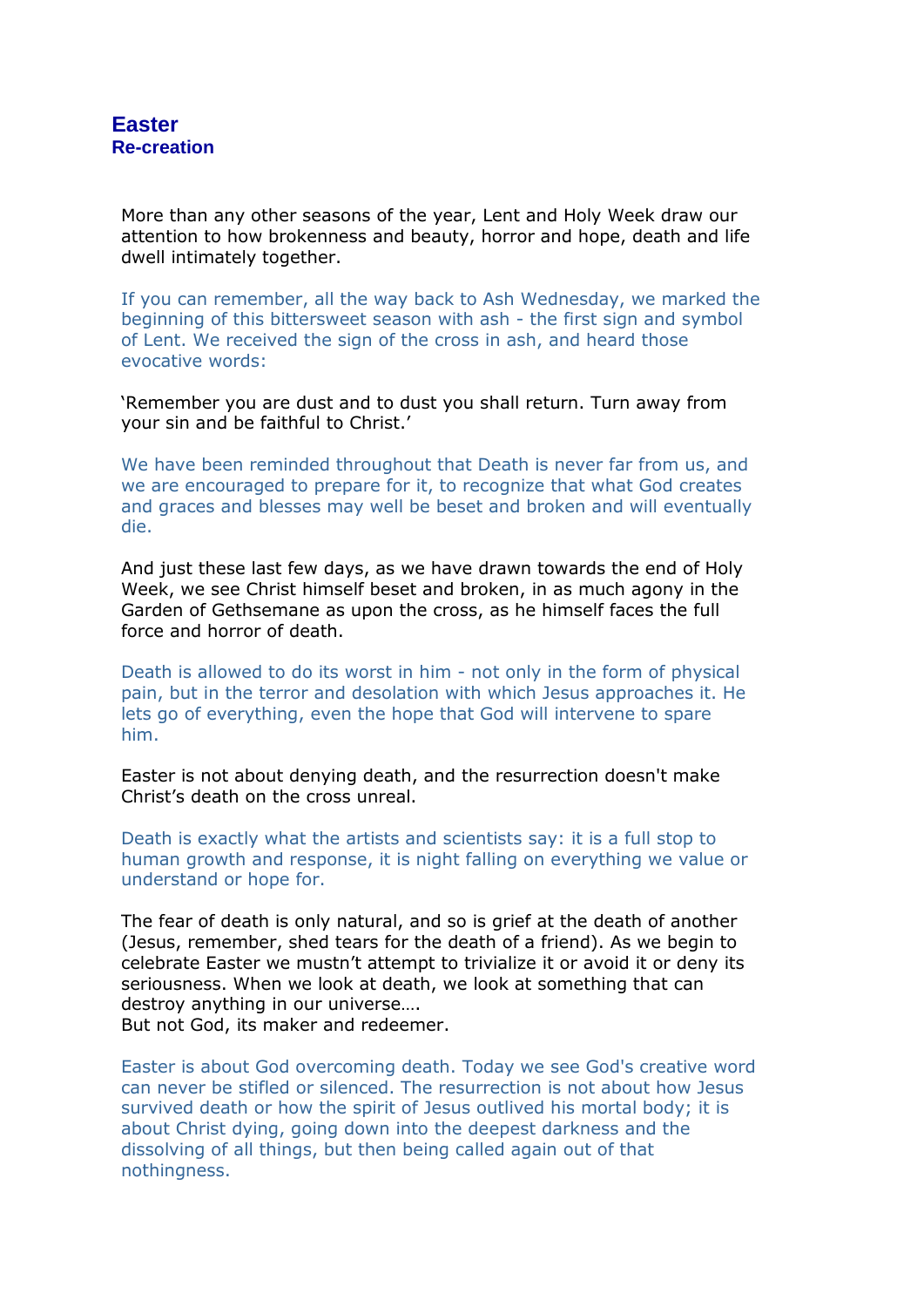# Easter

## Re-creation

More than any other seasons of the year, Lent and Holy Week draw our attention to how brokenness and beauty, horror and hope, death and life dwell intimately together.

If you can remember, all the way back to Ash Wednesday, we marked the beginning of this bittersweet season with ash - the first sign and symbol of Lent. We received the sign of the cross in ash, and heard those evocative words:

‘Remember you are dust and to dust you shall return. Turn away from your sin and be faithful to Christ.’

We have been reminded throughout that Death is never far from us, and we are encouraged to prepare for it, to recognize that what God creates and graces and blesses may well be beset and broken and will eventually die.

And just these last few days, as we have drawn towards the end of Holy Week, we see Christ himself beset and broken, in as much agony in the Garden of Gethsemane as upon the cross, as he himself faces the full force and horror of death.

Death is allowed to do its worst in him - not only in the form of physical pain, but in the terror and desolation with which Jesus approaches it. He lets go of everything, even the hope that God will intervene to spare him.

Easter is not about denying death, and the resurrection doesn't make Christ’s death on the cross unreal.

Death is exactly what the artists and scientists say: it is a full stop to human growth and response, it is night falling on everything we value or understand or hope for.

The fear of death is only natural, and so is grief at the death of another (Jesus, remember, shed tears for the death of a friend). As we begin to celebrate Easter we mustn’t attempt to trivialize it or avoid it or deny its seriousness. When we look at death, we look at something that can destroy anything in our universe….
But not God, its maker and redeemer.

Easter is about God overcoming death. Today we see God's creative word can never be stifled or silenced. The resurrection is not about how Jesus survived death or how the spirit of Jesus outlived his mortal body; it is about Christ dying, going down into the deepest darkness and the dissolving of all things, but then being called again out of that nothingness.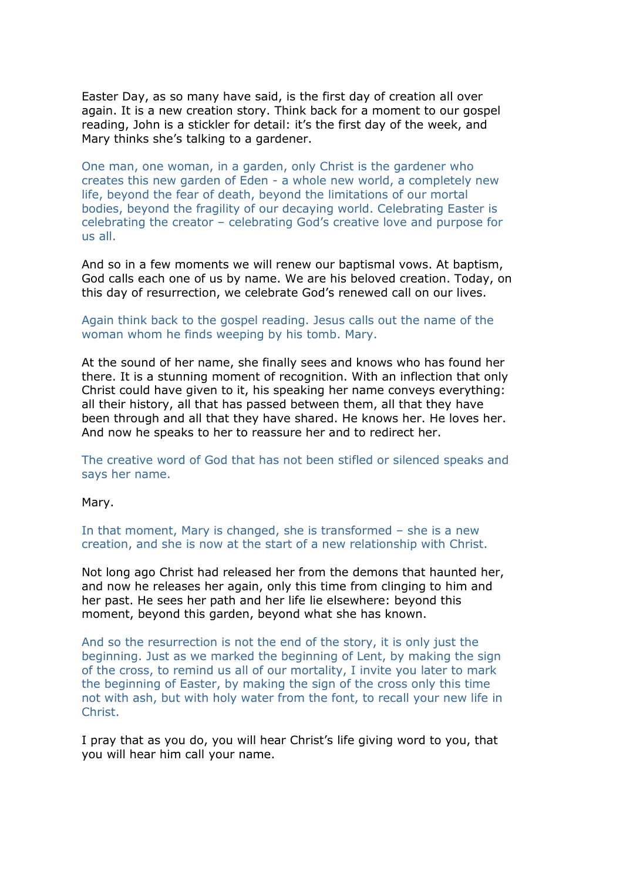Easter Day, as so many have said, is the first day of creation all over again. It is a new creation story. Think back for a moment to our gospel reading, John is a stickler for detail: it's the first day of the week, and Mary thinks she's talking to a gardener.

One man, one woman, in a garden, only Christ is the gardener who creates this new garden of Eden - a whole new world, a completely new life, beyond the fear of death, beyond the limitations of our mortal bodies, beyond the fragility of our decaying world. Celebrating Easter is celebrating the creator – celebrating God's creative love and purpose for us all.

And so in a few moments we will renew our baptismal vows. At baptism, God calls each one of us by name. We are his beloved creation. Today, on this day of resurrection, we celebrate God's renewed call on our lives.

Again think back to the gospel reading. Jesus calls out the name of the woman whom he finds weeping by his tomb. Mary.

At the sound of her name, she finally sees and knows who has found her there. It is a stunning moment of recognition. With an inflection that only Christ could have given to it, his speaking her name conveys everything: all their history, all that has passed between them, all that they have been through and all that they have shared. He knows her. He loves her. And now he speaks to her to reassure her and to redirect her.

The creative word of God that has not been stifled or silenced speaks and says her name.

Mary.

In that moment, Mary is changed, she is transformed – she is a new creation, and she is now at the start of a new relationship with Christ.

Not long ago Christ had released her from the demons that haunted her, and now he releases her again, only this time from clinging to him and her past. He sees her path and her life lie elsewhere: beyond this moment, beyond this garden, beyond what she has known.

And so the resurrection is not the end of the story, it is only just the beginning. Just as we marked the beginning of Lent, by making the sign of the cross, to remind us all of our mortality, I invite you later to mark the beginning of Easter, by making the sign of the cross only this time not with ash, but with holy water from the font, to recall your new life in Christ.

I pray that as you do, you will hear Christ's life giving word to you, that you will hear him call your name.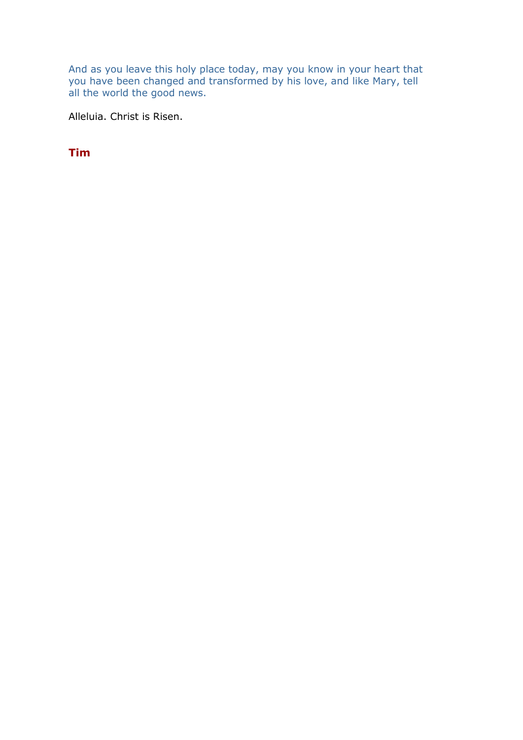And as you leave this holy place today, may you know in your heart that you have been changed and transformed by his love, and like Mary, tell all the world the good news.

Alleluia. Christ is Risen.

**Tim**